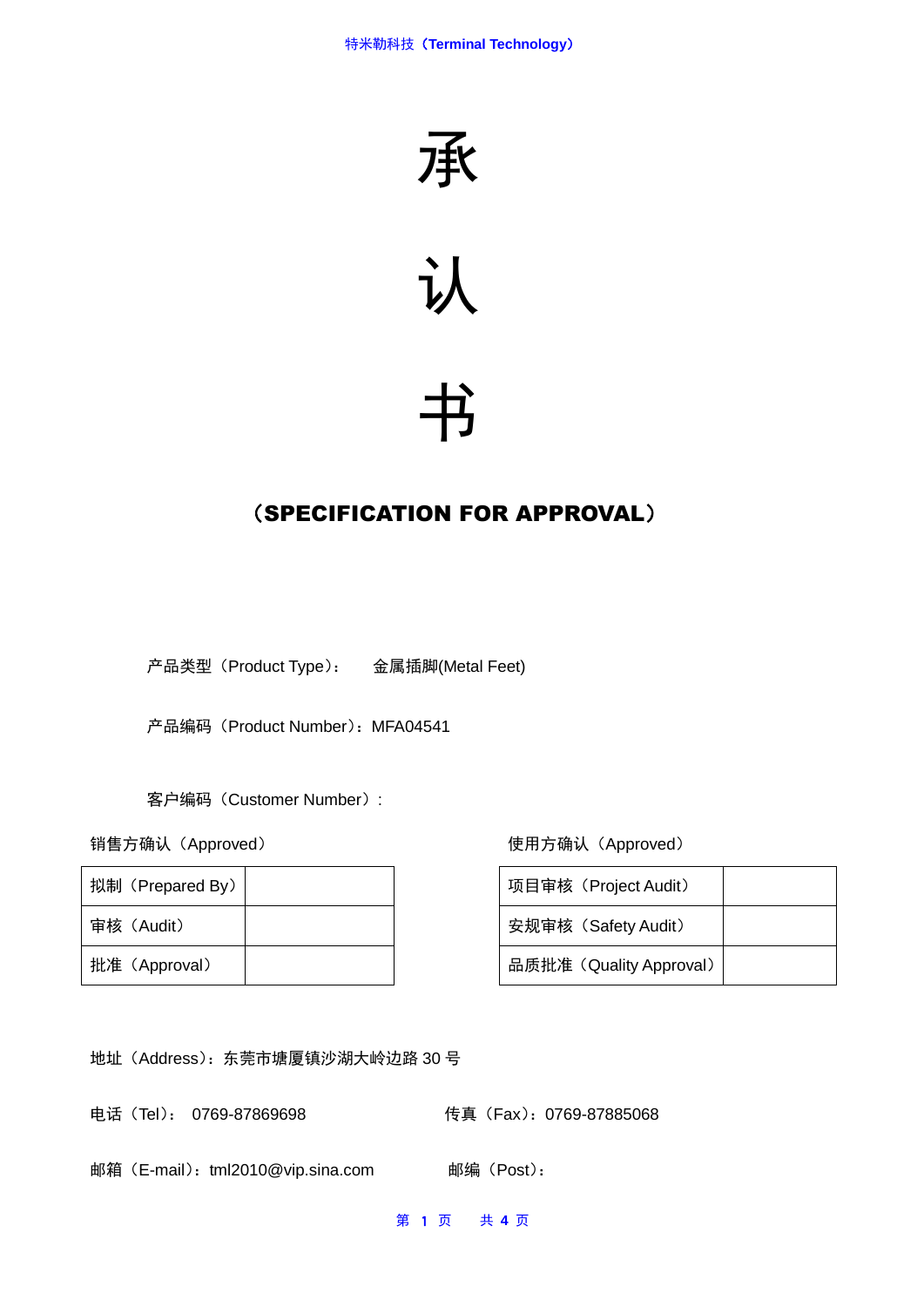# 承

# 认

# 书

## （SPECIFICATION FOR APPROVAL）

产品类型（Product Type）：　金属插脚(Metal Feet)

产品编码（Product Number）：MFA04541

客户编码（Customer Number）:

销售方确认（Approved）

| 拟制（Prepared By） | |
|---|---|
| 审核（Audit） | |
| 批准（Approval） | |

使用方确认（Approved）

| 项目审核（Project Audit） | |
|---|---|
| 安规审核（Safety Audit） | |
| 品质批准（Quality Approval） | |

地址（Address）：东莞市塘厦镇沙湖大岭边路 30 号

电话（Tel）：　0769-87869698

传真（Fax）：0769-87885068

邮箱（E-mail）：tml2010@vip.sina.com

邮编（Post）：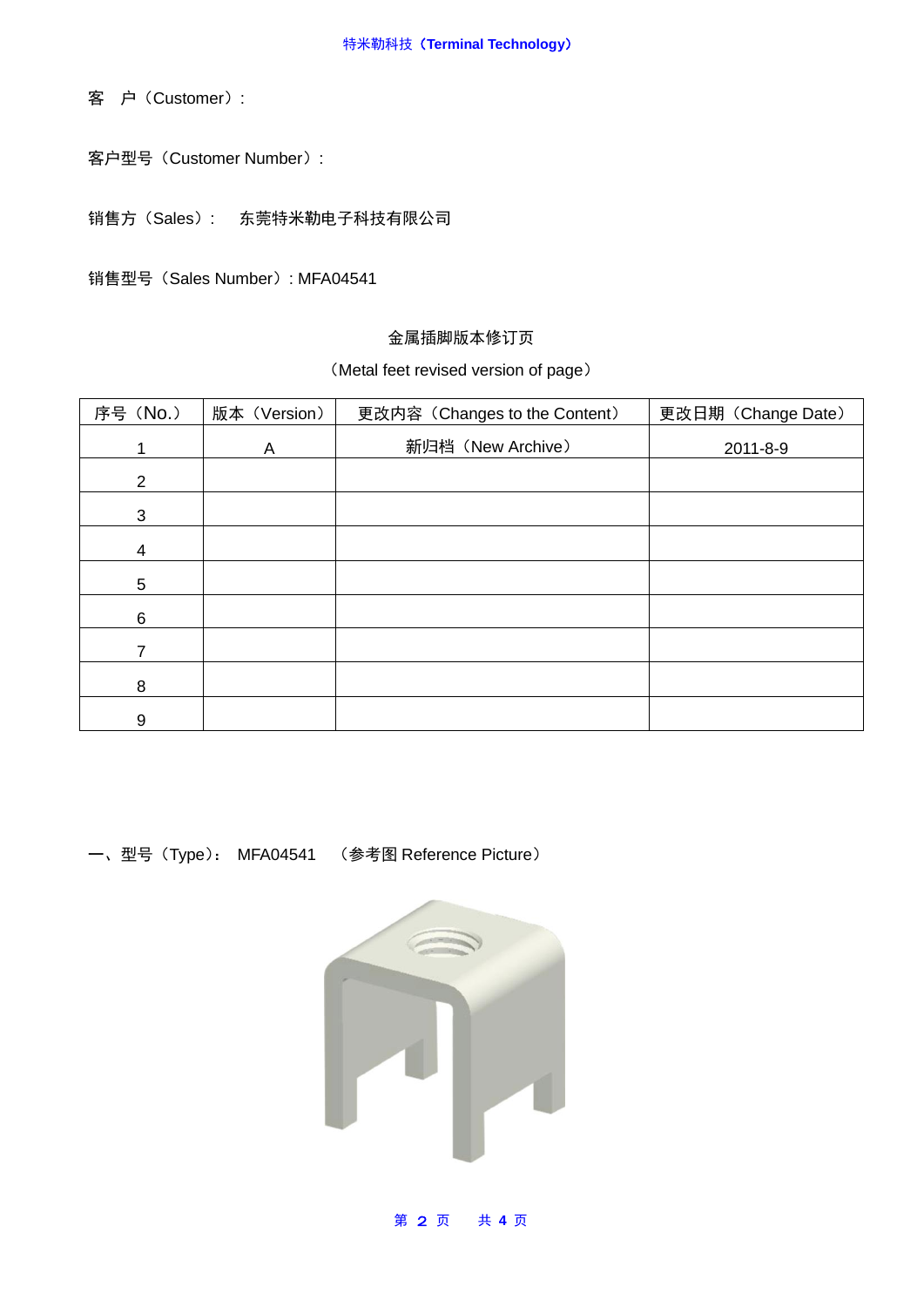客　户（Customer）:

客户型号（Customer Number）:

销售方（Sales）:　东莞特米勒电子科技有限公司

销售型号（Sales Number）: MFA04541

金属插脚版本修订页

（Metal feet revised version of page）

| 序号（No.） | 版本（Version） | 更改内容（Changes to the Content） | 更改日期（Change Date） |
|---|---|---|---|
| 1 | A | 新归档（New Archive） | 2011-8-9 |
| 2 | | | |
| 3 | | | |
| 4 | | | |
| 5 | | | |
| 6 | | | |
| 7 | | | |
| 8 | | | |
| 9 | | | |

一、型号（Type）:　MFA04541　（参考图 Reference Picture）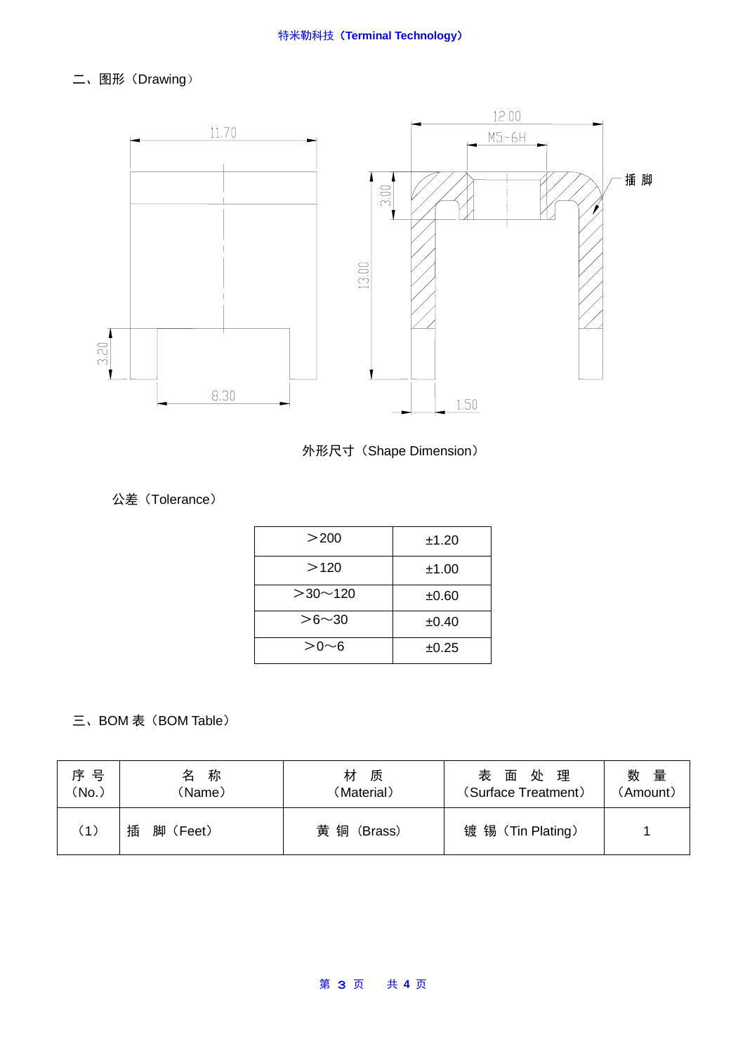二、图形（Drawing）

11.70

12.00

M5-6H

插 脚

3.00

13.00

3.20

8.30

1.50

外形尺寸（Shape Dimension）

公差（Tolerance）

| ＞200 | ±1.20 |
|---|---|
| ＞120 | ±1.00 |
| ＞30～120 | ±0.60 |
| ＞6～30 | ±0.40 |
| ＞0～6 | ±0.25 |

三、BOM 表（BOM Table）

| 序 号（No.） | 名　称（Name） | 材　质（Material） | 表　面　处　理（Surface Treatment） | 数　量（Amount） |
|---|---|---|---|---|
| （1） | 插　脚（Feet） | 黄 铜（Brass） | 镀 锡（Tin Plating） | 1 |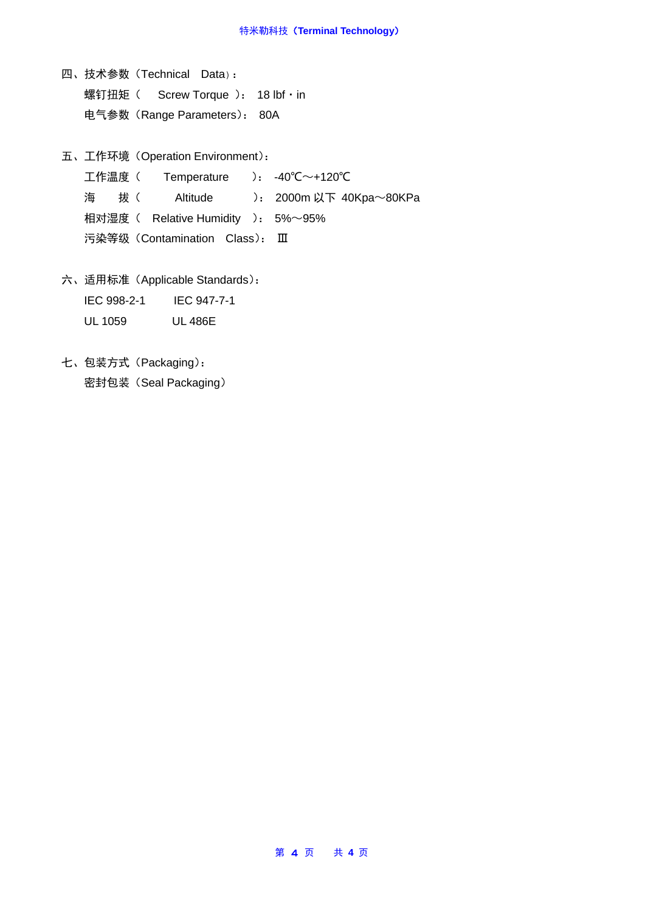四、技术参数（Technical Data）：

螺钉扭矩（ Screw Torque ）： 18 lbf・in

电气参数（Range Parameters）： 80A

五、工作环境（Operation Environment）：

工作温度（ Temperature ）： -40℃～+120℃

海 拔（ Altitude ）： 2000m 以下 40Kpa～80KPa

相对湿度（ Relative Humidity ）： 5%～95%

污染等级（Contamination Class）： Ⅲ

六、适用标准（Applicable Standards）：

IEC 998-2-1　　IEC 947-7-1

UL 1059　　UL 486E

七、包装方式（Packaging）：

密封包装（Seal Packaging）